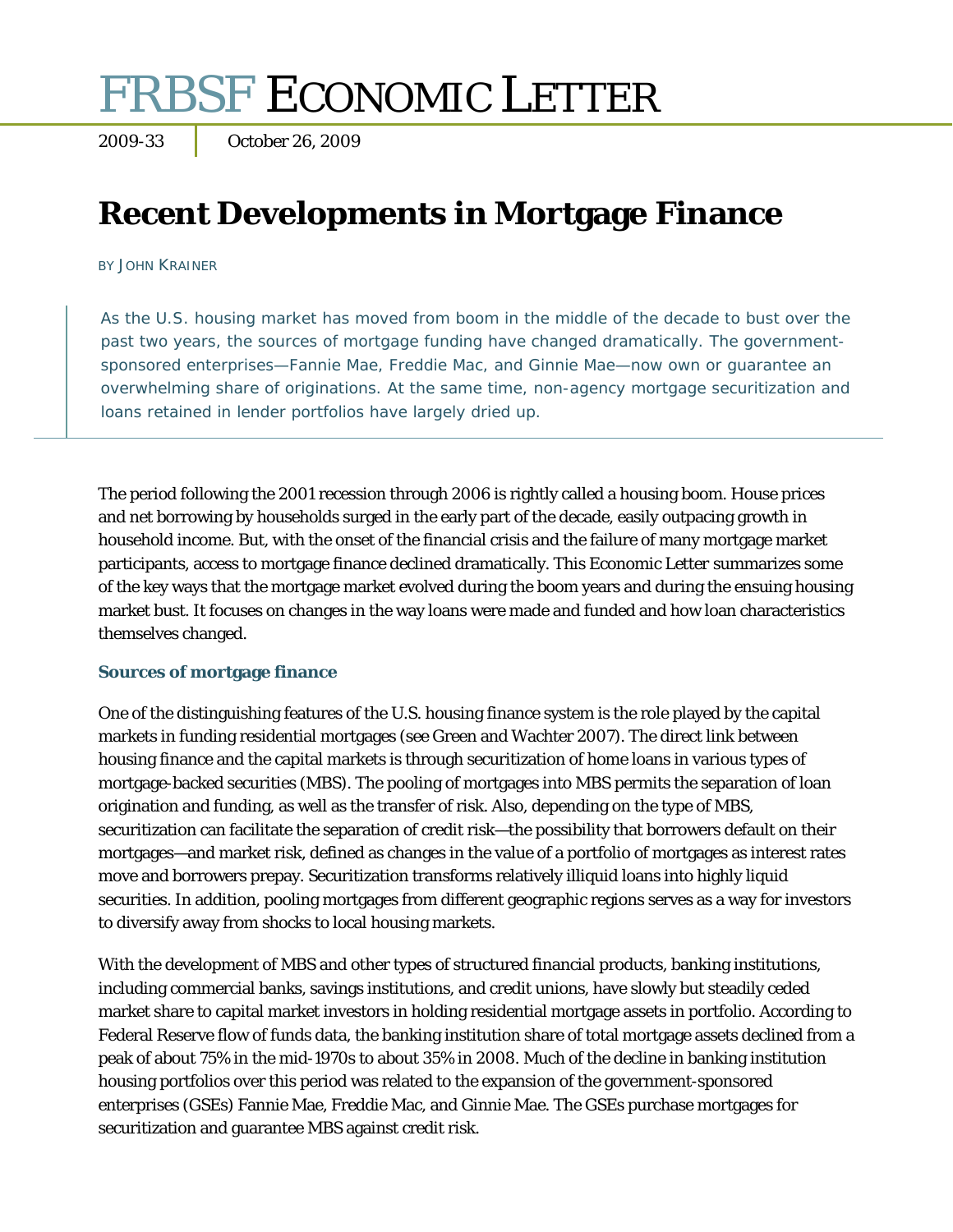# FRBSF ECONOMIC LETTER

2009-33 | October 26, 2009

## Recent Developments in Mortgage Finance

BY JOHN KRAINER

> As the U.S. housing market has moved from boom in the middle of the decade to bust over the past two years, the sources of mortgage funding have changed dramatically. The government-sponsored enterprises—Fannie Mae, Freddie Mac, and Ginnie Mae—now own or guarantee an overwhelming share of originations. At the same time, non-agency mortgage securitization and loans retained in lender portfolios have largely dried up.

The period following the 2001 recession through 2006 is rightly called a housing boom. House prices and net borrowing by households surged in the early part of the decade, easily outpacing growth in household income. But, with the onset of the financial crisis and the failure of many mortgage market participants, access to mortgage finance declined dramatically. This Economic Letter summarizes some of the key ways that the mortgage market evolved during the boom years and during the ensuing housing market bust. It focuses on changes in the way loans were made and funded and how loan characteristics themselves changed.

### Sources of mortgage finance

One of the distinguishing features of the U.S. housing finance system is the role played by the capital markets in funding residential mortgages (see Green and Wachter 2007). The direct link between housing finance and the capital markets is through securitization of home loans in various types of mortgage-backed securities (MBS). The pooling of mortgages into MBS permits the separation of loan origination and funding, as well as the transfer of risk. Also, depending on the type of MBS, securitization can facilitate the separation of credit risk—the possibility that borrowers default on their mortgages—and market risk, defined as changes in the value of a portfolio of mortgages as interest rates move and borrowers prepay. Securitization transforms relatively illiquid loans into highly liquid securities. In addition, pooling mortgages from different geographic regions serves as a way for investors to diversify away from shocks to local housing markets.

With the development of MBS and other types of structured financial products, banking institutions, including commercial banks, savings institutions, and credit unions, have slowly but steadily ceded market share to capital market investors in holding residential mortgage assets in portfolio. According to Federal Reserve flow of funds data, the banking institution share of total mortgage assets declined from a peak of about 75% in the mid-1970s to about 35% in 2008. Much of the decline in banking institution housing portfolios over this period was related to the expansion of the government-sponsored enterprises (GSEs) Fannie Mae, Freddie Mac, and Ginnie Mae. The GSEs purchase mortgages for securitization and guarantee MBS against credit risk.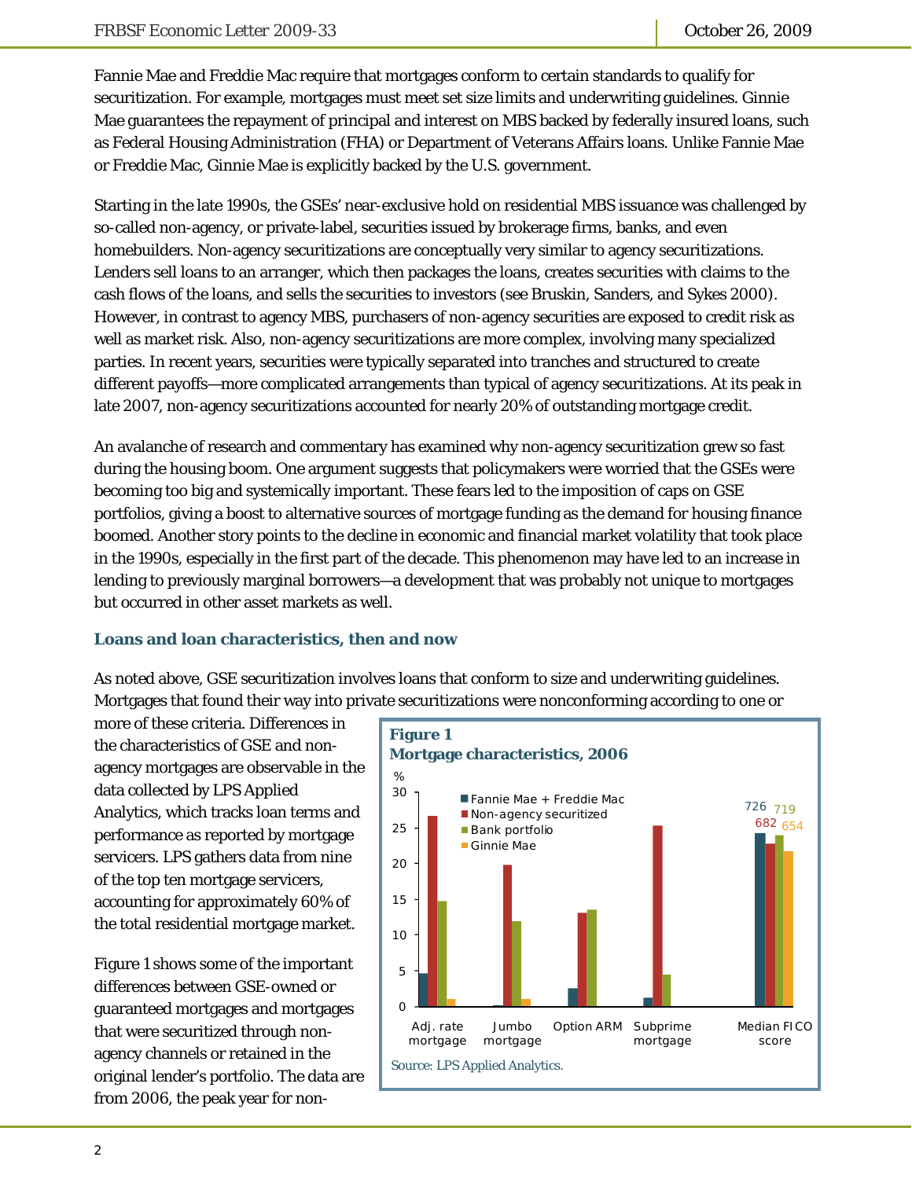Fannie Mae and Freddie Mac require that mortgages conform to certain standards to qualify for securitization. For example, mortgages must meet set size limits and underwriting guidelines. Ginnie Mae guarantees the repayment of principal and interest on MBS backed by federally insured loans, such as Federal Housing Administration (FHA) or Department of Veterans Affairs loans. Unlike Fannie Mae or Freddie Mac, Ginnie Mae is explicitly backed by the U.S. government.

Starting in the late 1990s, the GSEs' near-exclusive hold on residential MBS issuance was challenged by so-called non-agency, or private-label, securities issued by brokerage firms, banks, and even homebuilders. Non-agency securitizations are conceptually very similar to agency securitizations. Lenders sell loans to an arranger, which then packages the loans, creates securities with claims to the cash flows of the loans, and sells the securities to investors (see Bruskin, Sanders, and Sykes 2000). However, in contrast to agency MBS, purchasers of non-agency securities are exposed to credit risk as well as market risk. Also, non-agency securitizations are more complex, involving many specialized parties. In recent years, securities were typically separated into tranches and structured to create different payoffs—more complicated arrangements than typical of agency securitizations. At its peak in late 2007, non-agency securitizations accounted for nearly 20% of outstanding mortgage credit.

An avalanche of research and commentary has examined why non-agency securitization grew so fast during the housing boom. One argument suggests that policymakers were worried that the GSEs were becoming too big and systemically important. These fears led to the imposition of caps on GSE portfolios, giving a boost to alternative sources of mortgage funding as the demand for housing finance boomed. Another story points to the decline in economic and financial market volatility that took place in the 1990s, especially in the first part of the decade. This phenomenon may have led to an increase in lending to previously marginal borrowers—a development that was probably not unique to mortgages but occurred in other asset markets as well.

### Loans and loan characteristics, then and now

As noted above, GSE securitization involves loans that conform to size and underwriting guidelines. Mortgages that found their way into private securitizations were nonconforming according to one or more of these criteria. Differences in the characteristics of GSE and non-agency mortgages are observable in the data collected by LPS Applied Analytics, which tracks loan terms and performance as reported by mortgage servicers. LPS gathers data from nine of the top ten mortgage servicers, accounting for approximately 60% of the total residential mortgage market.

Figure 1 shows some of the important differences between GSE-owned or guaranteed mortgages and mortgages that were securitized through non-agency channels or retained in the original lender's portfolio. The data are from 2006, the peak year for non-

**Figure 1**
**Mortgage characteristics, 2006**

Source: LPS Applied Analytics.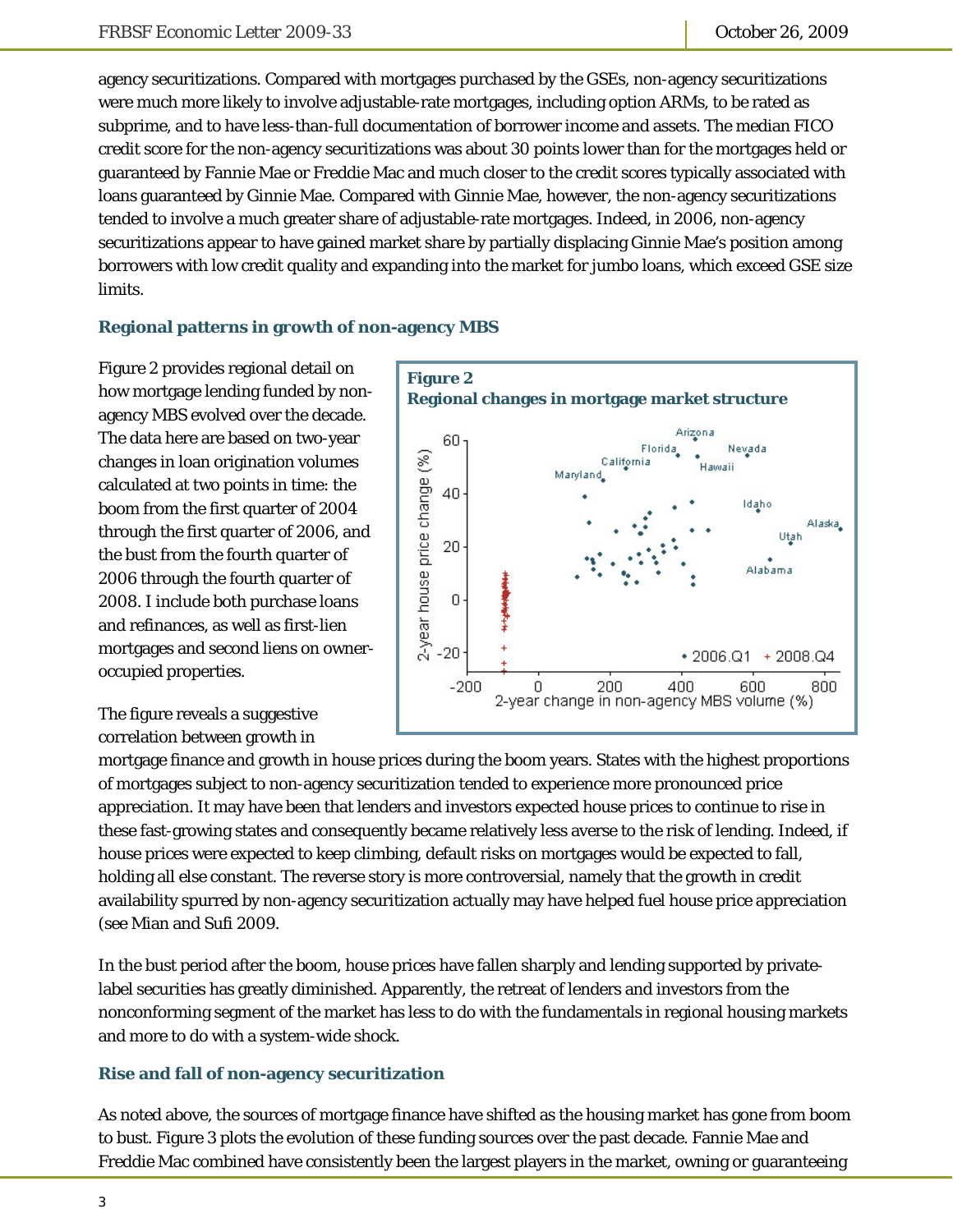agency securitizations. Compared with mortgages purchased by the GSEs, non-agency securitizations were much more likely to involve adjustable-rate mortgages, including option ARMs, to be rated as subprime, and to have less-than-full documentation of borrower income and assets. The median FICO credit score for the non-agency securitizations was about 30 points lower than for the mortgages held or guaranteed by Fannie Mae or Freddie Mac and much closer to the credit scores typically associated with loans guaranteed by Ginnie Mae. Compared with Ginnie Mae, however, the non-agency securitizations tended to involve a much greater share of adjustable-rate mortgages. Indeed, in 2006, non-agency securitizations appear to have gained market share by partially displacing Ginnie Mae's position among borrowers with low credit quality and expanding into the market for jumbo loans, which exceed GSE size limits.

### Regional patterns in growth of non-agency MBS

Figure 2 provides regional detail on how mortgage lending funded by non-agency MBS evolved over the decade. The data here are based on two-year changes in loan origination volumes calculated at two points in time: the boom from the first quarter of 2004 through the first quarter of 2006, and the bust from the fourth quarter of 2006 through the fourth quarter of 2008. I include both purchase loans and refinances, as well as first-lien mortgages and second liens on owner-occupied properties.

**Figure 2**
**Regional changes in mortgage market structure**

The figure reveals a suggestive correlation between growth in mortgage finance and growth in house prices during the boom years. States with the highest proportions of mortgages subject to non-agency securitization tended to experience more pronounced price appreciation. It may have been that lenders and investors expected house prices to continue to rise in these fast-growing states and consequently became relatively less averse to the risk of lending. Indeed, if house prices were expected to keep climbing, default risks on mortgages would be expected to fall, holding all else constant. The reverse story is more controversial, namely that the growth in credit availability spurred by non-agency securitization actually may have helped fuel house price appreciation (see Mian and Sufi 2009.

In the bust period after the boom, house prices have fallen sharply and lending supported by private-label securities has greatly diminished. Apparently, the retreat of lenders and investors from the nonconforming segment of the market has less to do with the fundamentals in regional housing markets and more to do with a system-wide shock.

### Rise and fall of non-agency securitization

As noted above, the sources of mortgage finance have shifted as the housing market has gone from boom to bust. Figure 3 plots the evolution of these funding sources over the past decade. Fannie Mae and Freddie Mac combined have consistently been the largest players in the market, owning or guaranteeing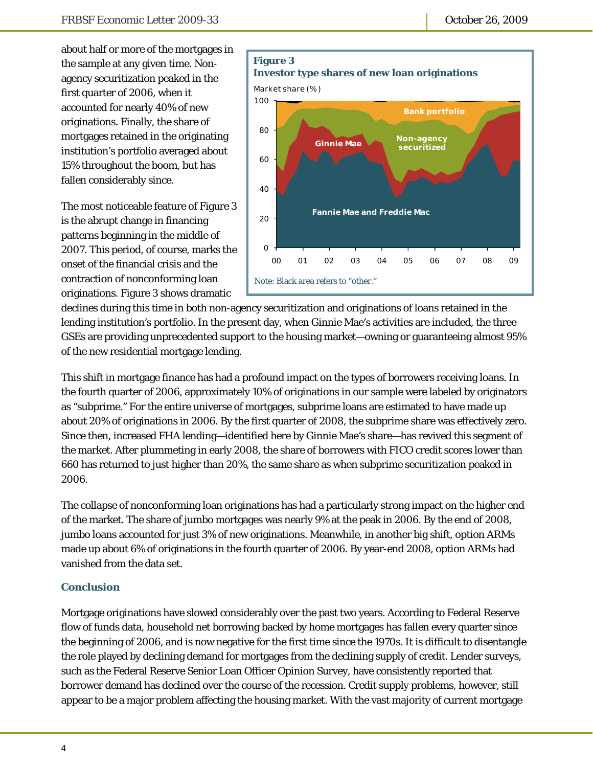about half or more of the mortgages in the sample at any given time. Non-agency securitization peaked in the first quarter of 2006, when it accounted for nearly 40% of new originations. Finally, the share of mortgages retained in the originating institution's portfolio averaged about 15% throughout the boom, but has fallen considerably since.

**Figure 3**
**Investor type shares of new loan originations**

Note: Black area refers to "other."

The most noticeable feature of Figure 3 is the abrupt change in financing patterns beginning in the middle of 2007. This period, of course, marks the onset of the financial crisis and the contraction of nonconforming loan originations. Figure 3 shows dramatic declines during this time in both non-agency securitization and originations of loans retained in the lending institution's portfolio. In the present day, when Ginnie Mae's activities are included, the three GSEs are providing unprecedented support to the housing market—owning or guaranteeing almost 95% of the new residential mortgage lending.

This shift in mortgage finance has had a profound impact on the types of borrowers receiving loans. In the fourth quarter of 2006, approximately 10% of originations in our sample were labeled by originators as "subprime." For the entire universe of mortgages, subprime loans are estimated to have made up about 20% of originations in 2006. By the first quarter of 2008, the subprime share was effectively zero. Since then, increased FHA lending—identified here by Ginnie Mae's share—has revived this segment of the market. After plummeting in early 2008, the share of borrowers with FICO credit scores lower than 660 has returned to just higher than 20%, the same share as when subprime securitization peaked in 2006.

The collapse of nonconforming loan originations has had a particularly strong impact on the higher end of the market. The share of jumbo mortgages was nearly 9% at the peak in 2006. By the end of 2008, jumbo loans accounted for just 3% of new originations. Meanwhile, in another big shift, option ARMs made up about 6% of originations in the fourth quarter of 2006. By year-end 2008, option ARMs had vanished from the data set.

## Conclusion

Mortgage originations have slowed considerably over the past two years. According to Federal Reserve flow of funds data, household net borrowing backed by home mortgages has fallen every quarter since the beginning of 2006, and is now negative for the first time since the 1970s. It is difficult to disentangle the role played by declining demand for mortgages from the declining supply of credit. Lender surveys, such as the Federal Reserve Senior Loan Officer Opinion Survey, have consistently reported that borrower demand has declined over the course of the recession. Credit supply problems, however, still appear to be a major problem affecting the housing market. With the vast majority of current mortgage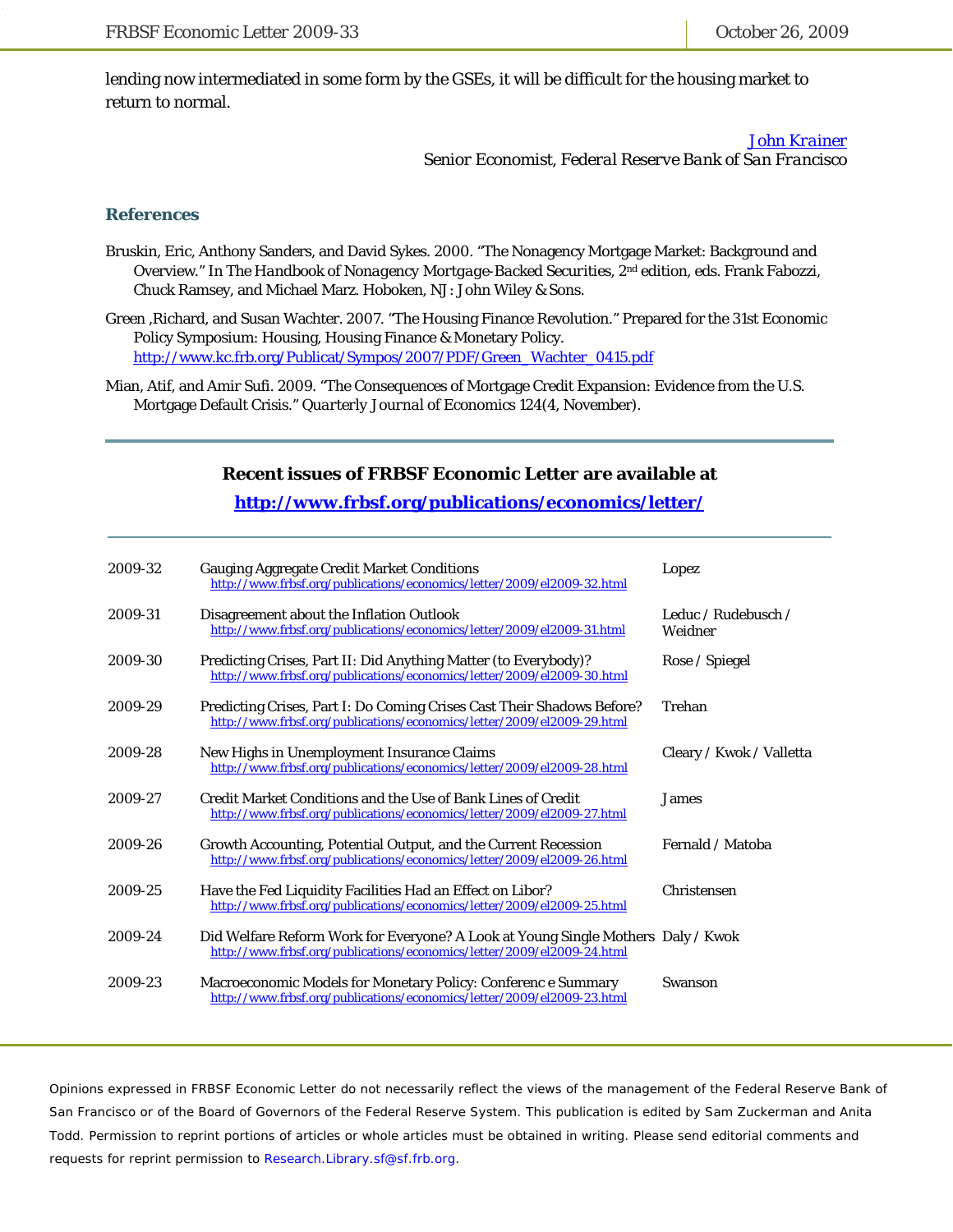lending now intermediated in some form by the GSEs, it will be difficult for the housing market to return to normal.

[John Krainer](#)
Senior Economist, *Federal Reserve Bank of San Francisco*

## References

Bruskin, Eric, Anthony Sanders, and David Sykes. 2000. "The Nonagency Mortgage Market: Background and Overview." In *The Handbook of Nonagency Mortgage-Backed Securities*, 2nd edition, eds. Frank Fabozzi, Chuck Ramsey, and Michael Marz. Hoboken, NJ: John Wiley & Sons.

Green ,Richard, and Susan Wachter. 2007. "The Housing Finance Revolution." Prepared for the 31st Economic Policy Symposium: Housing, Housing Finance & Monetary Policy. http://www.kc.frb.org/Publicat/Sympos/2007/PDF/Green_Wachter_0415.pdf

Mian, Atif, and Amir Sufi. 2009. "The Consequences of Mortgage Credit Expansion: Evidence from the U.S. Mortgage Default Crisis." *Quarterly Journal of Economics* 124(4, November).

**Recent issues of FRBSF Economic Letter are available at**
**http://www.frbsf.org/publications/economics/letter/**

| | | |
|---|---|---|
| 2009-32 | Gauging Aggregate Credit Market Conditions http://www.frbsf.org/publications/economics/letter/2009/el2009-32.html | Lopez |
| 2009-31 | Disagreement about the Inflation Outlook http://www.frbsf.org/publications/economics/letter/2009/el2009-31.html | Leduc / Rudebusch / Weidner |
| 2009-30 | Predicting Crises, Part II: Did Anything Matter (to Everybody)? http://www.frbsf.org/publications/economics/letter/2009/el2009-30.html | Rose / Spiegel |
| 2009-29 | Predicting Crises, Part I: Do Coming Crises Cast Their Shadows Before? http://www.frbsf.org/publications/economics/letter/2009/el2009-29.html | Trehan |
| 2009-28 | New Highs in Unemployment Insurance Claims http://www.frbsf.org/publications/economics/letter/2009/el2009-28.html | Cleary / Kwok / Valletta |
| 2009-27 | Credit Market Conditions and the Use of Bank Lines of Credit http://www.frbsf.org/publications/economics/letter/2009/el2009-27.html | James |
| 2009-26 | Growth Accounting, Potential Output, and the Current Recession http://www.frbsf.org/publications/economics/letter/2009/el2009-26.html | Fernald / Matoba |
| 2009-25 | Have the Fed Liquidity Facilities Had an Effect on Libor? http://www.frbsf.org/publications/economics/letter/2009/el2009-25.html | Christensen |
| 2009-24 | Did Welfare Reform Work for Everyone? A Look at Young Single Mothers http://www.frbsf.org/publications/economics/letter/2009/el2009-24.html | Daly / Kwok |
| 2009-23 | Macroeconomic Models for Monetary Policy: Conferenc e Summary http://www.frbsf.org/publications/economics/letter/2009/el2009-23.html | Swanson |

Opinions expressed in FRBSF Economic Letter do not necessarily reflect the views of the management of the Federal Reserve Bank of San Francisco or of the Board of Governors of the Federal Reserve System. This publication is edited by Sam Zuckerman and Anita Todd. Permission to reprint portions of articles or whole articles must be obtained in writing. Please send editorial comments and requests for reprint permission to Research.Library.sf@sf.frb.org.